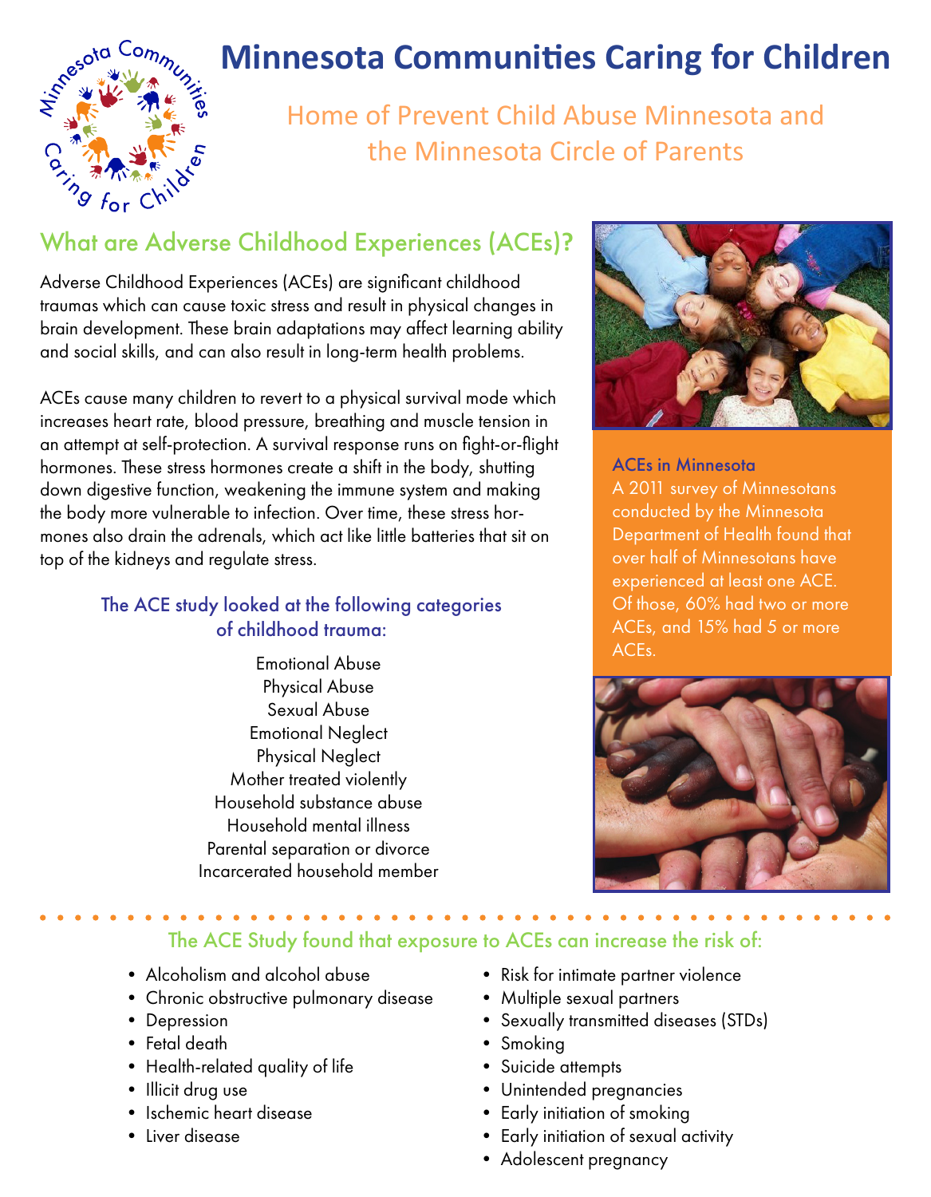# Minnesota Communities Caring for Children

## Home of Prevent Child Abuse Minnesota and the Minnesota Circle of Parents

## What are Adverse Childhood Experiences (ACEs)?

Adverse Childhood Experiences (ACEs) are significant childhood traumas which can cause toxic stress and result in physical changes in brain development. These brain adaptations may affect learning ability and social skills, and can also result in long-term health problems.

ACEs cause many children to revert to a physical survival mode which increases heart rate, blood pressure, breathing and muscle tension in an attempt at self-protection. A survival response runs on fight-or-flight hormones. These stress hormones create a shift in the body, shutting down digestive function, weakening the immune system and making the body more vulnerable to infection. Over time, these stress hormones also drain the adrenals, which act like little batteries that sit on top of the kidneys and regulate stress.

### The ACE study looked at the following categories of childhood trauma:

Emotional Abuse
Physical Abuse
Sexual Abuse
Emotional Neglect
Physical Neglect
Mother treated violently
Household substance abuse
Household mental illness
Parental separation or divorce
Incarcerated household member

### ACEs in Minnesota

A 2011 survey of Minnesotans conducted by the Minnesota Department of Health found that over half of Minnesotans have experienced at least one ACE. Of those, 60% had two or more ACEs, and 15% had 5 or more ACEs.

## The ACE Study found that exposure to ACEs can increase the risk of:

- Alcoholism and alcohol abuse
- Chronic obstructive pulmonary disease
- Depression
- Fetal death
- Health-related quality of life
- Illicit drug use
- Ischemic heart disease
- Liver disease
- Risk for intimate partner violence
- Multiple sexual partners
- Sexually transmitted diseases (STDs)
- Smoking
- Suicide attempts
- Unintended pregnancies
- Early initiation of smoking
- Early initiation of sexual activity
- Adolescent pregnancy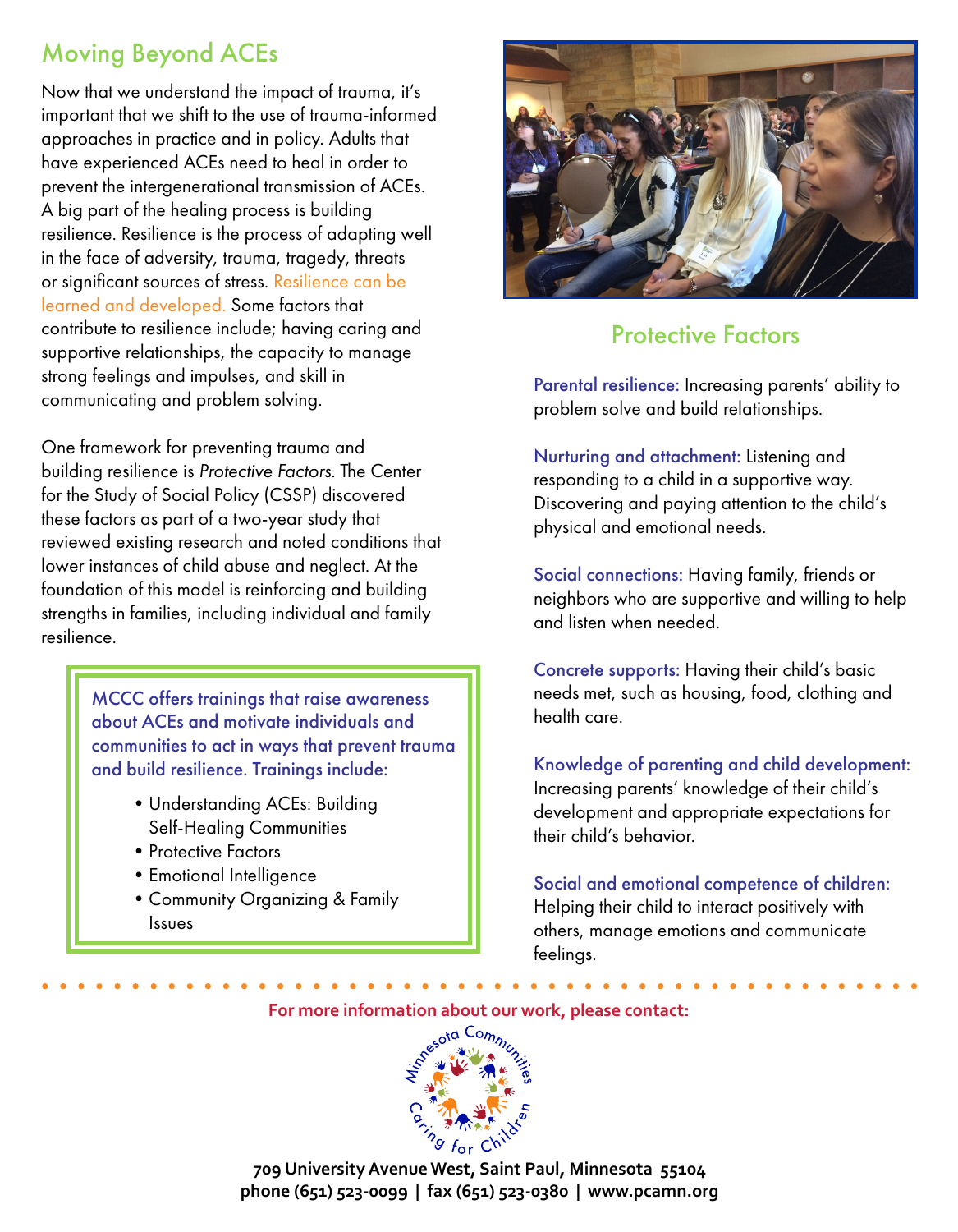## Moving Beyond ACEs

Now that we understand the impact of trauma, it's important that we shift to the use of trauma-informed approaches in practice and in policy. Adults that have experienced ACEs need to heal in order to prevent the intergenerational transmission of ACEs. A big part of the healing process is building resilience. Resilience is the process of adapting well in the face of adversity, trauma, tragedy, threats or significant sources of stress. Resilience can be learned and developed. Some factors that contribute to resilience include; having caring and supportive relationships, the capacity to manage strong feelings and impulses, and skill in communicating and problem solving.

One framework for preventing trauma and building resilience is *Protective Factors*. The Center for the Study of Social Policy (CSSP) discovered these factors as part of a two-year study that reviewed existing research and noted conditions that lower instances of child abuse and neglect. At the foundation of this model is reinforcing and building strengths in families, including individual and family resilience.

MCCC offers trainings that raise awareness about ACEs and motivate individuals and communities to act in ways that prevent trauma and build resilience. Trainings include:

- Understanding ACEs: Building Self-Healing Communities
- Protective Factors
- Emotional Intelligence
- Community Organizing & Family Issues

## Protective Factors

**Parental resilience:** Increasing parents' ability to problem solve and build relationships.

**Nurturing and attachment:** Listening and responding to a child in a supportive way. Discovering and paying attention to the child's physical and emotional needs.

**Social connections:** Having family, friends or neighbors who are supportive and willing to help and listen when needed.

**Concrete supports:** Having their child's basic needs met, such as housing, food, clothing and health care.

**Knowledge of parenting and child development:** Increasing parents' knowledge of their child's development and appropriate expectations for their child's behavior.

**Social and emotional competence of children:** Helping their child to interact positively with others, manage emotions and communicate feelings.

**For more information about our work, please contact:**

Minnesota Communities Caring for Children

**709 University Avenue West, Saint Paul, Minnesota 55104**
**phone (651) 523-0099 | fax (651) 523-0380 | www.pcamn.org**